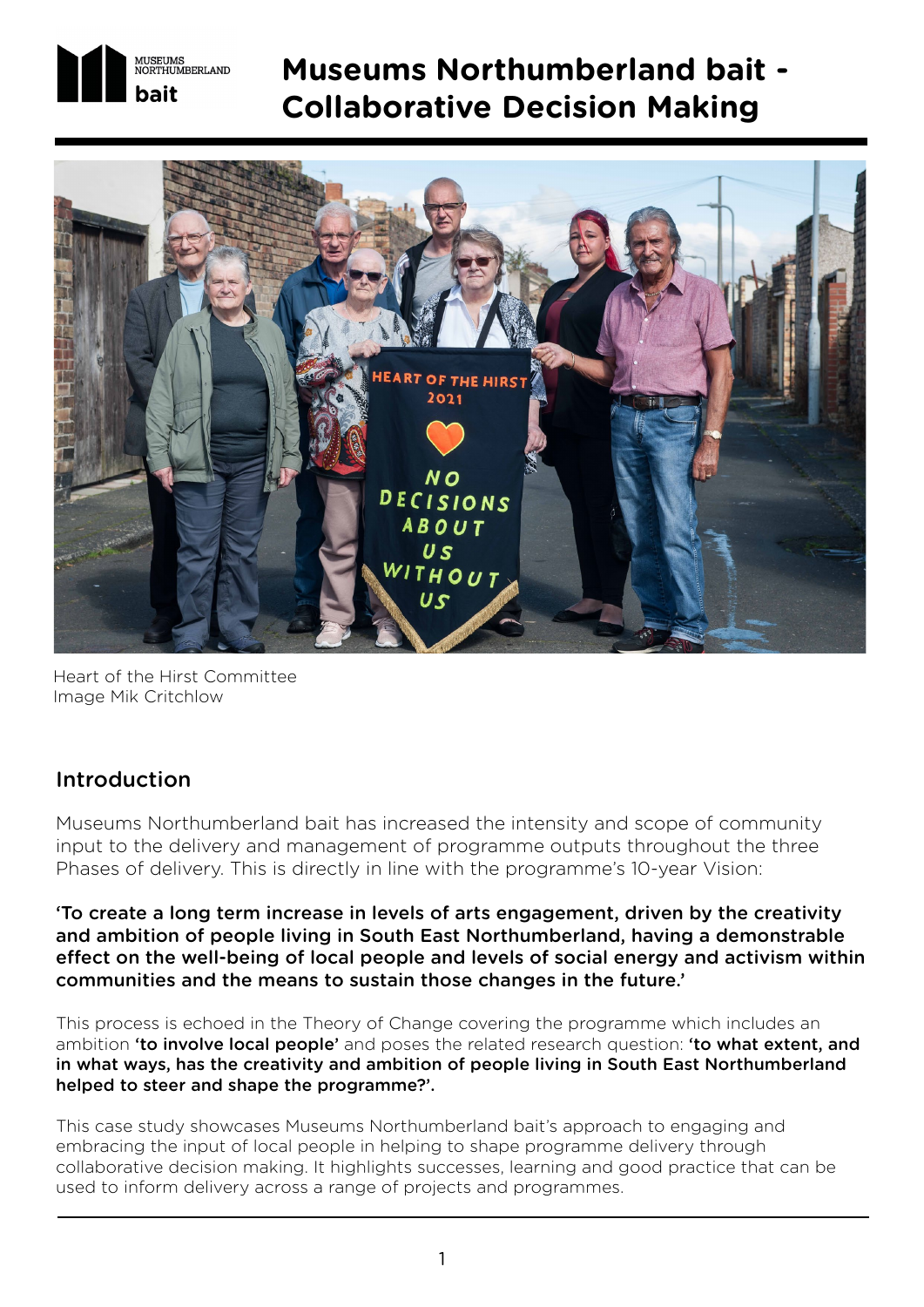# Museums Northumberland bait - Collaborative Decision Making

Heart of the Hirst Committee
Image Mik Critchlow

## Introduction

Museums Northumberland bait has increased the intensity and scope of community input to the delivery and management of programme outputs throughout the three Phases of delivery. This is directly in line with the programme's 10-year Vision:

**'To create a long term increase in levels of arts engagement, driven by the creativity and ambition of people living in South East Northumberland, having a demonstrable effect on the well-being of local people and levels of social energy and activism within communities and the means to sustain those changes in the future.'**

This process is echoed in the Theory of Change covering the programme which includes an ambition **'to involve local people'** and poses the related research question: **'to what extent, and in what ways, has the creativity and ambition of people living in South East Northumberland helped to steer and shape the programme?'.**

This case study showcases Museums Northumberland bait's approach to engaging and embracing the input of local people in helping to shape programme delivery through collaborative decision making. It highlights successes, learning and good practice that can be used to inform delivery across a range of projects and programmes.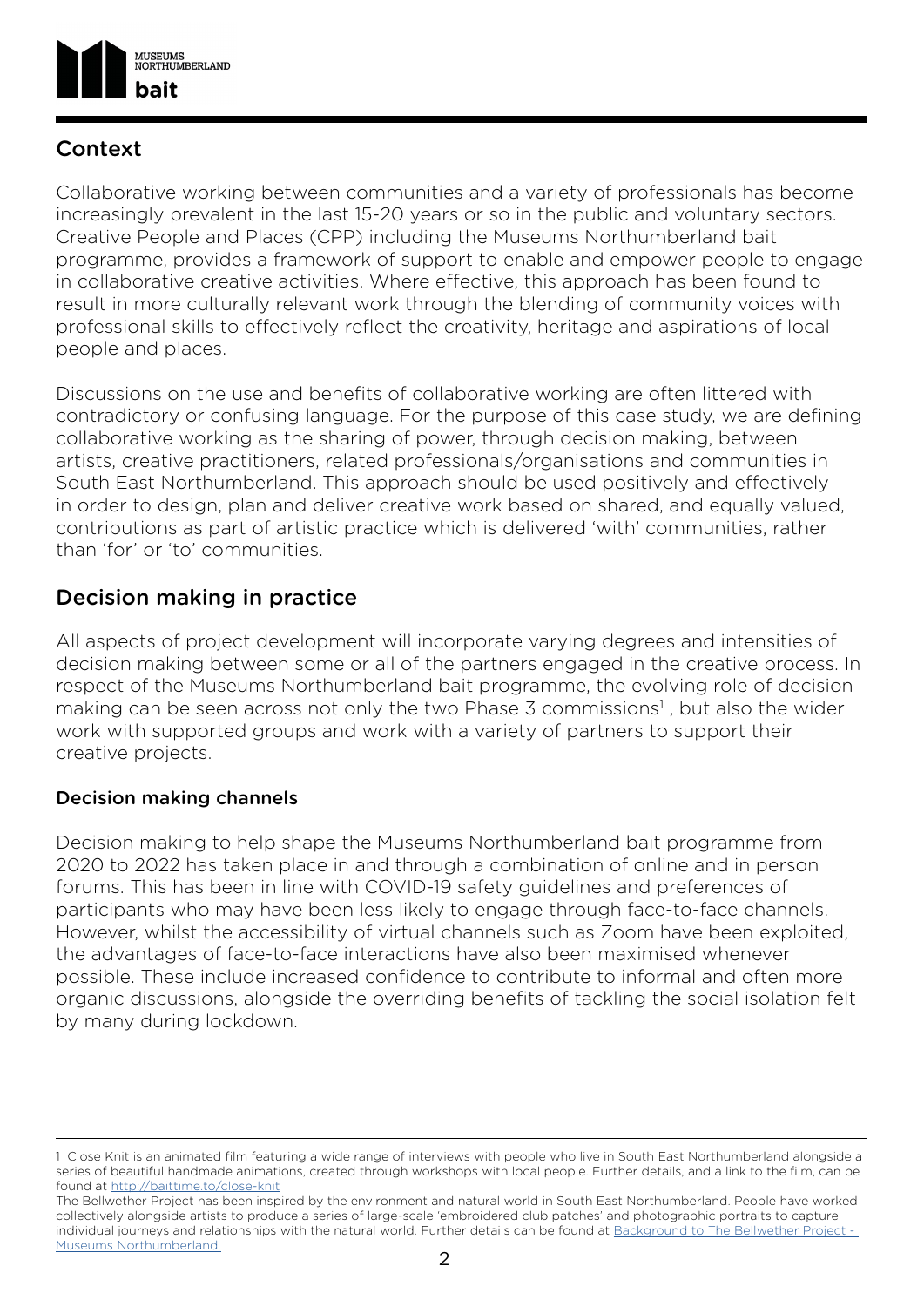## Context

Collaborative working between communities and a variety of professionals has become increasingly prevalent in the last 15-20 years or so in the public and voluntary sectors. Creative People and Places (CPP) including the Museums Northumberland bait programme, provides a framework of support to enable and empower people to engage in collaborative creative activities. Where effective, this approach has been found to result in more culturally relevant work through the blending of community voices with professional skills to effectively reflect the creativity, heritage and aspirations of local people and places.

Discussions on the use and benefits of collaborative working are often littered with contradictory or confusing language. For the purpose of this case study, we are defining collaborative working as the sharing of power, through decision making, between artists, creative practitioners, related professionals/organisations and communities in South East Northumberland. This approach should be used positively and effectively in order to design, plan and deliver creative work based on shared, and equally valued, contributions as part of artistic practice which is delivered 'with' communities, rather than 'for' or 'to' communities.

## Decision making in practice

All aspects of project development will incorporate varying degrees and intensities of decision making between some or all of the partners engaged in the creative process. In respect of the Museums Northumberland bait programme, the evolving role of decision making can be seen across not only the two Phase 3 commissions[1], but also the wider work with supported groups and work with a variety of partners to support their creative projects.

### Decision making channels

Decision making to help shape the Museums Northumberland bait programme from 2020 to 2022 has taken place in and through a combination of online and in person forums. This has been in line with COVID-19 safety guidelines and preferences of participants who may have been less likely to engage through face-to-face channels. However, whilst the accessibility of virtual channels such as Zoom have been exploited, the advantages of face-to-face interactions have also been maximised whenever possible. These include increased confidence to contribute to informal and often more organic discussions, alongside the overriding benefits of tackling the social isolation felt by many during lockdown.

---

[1] Close Knit is an animated film featuring a wide range of interviews with people who live in South East Northumberland alongside a series of beautiful handmade animations, created through workshops with local people. Further details, and a link to the film, can be found at http://baittime.to/close-knit

The Bellwether Project has been inspired by the environment and natural world in South East Northumberland. People have worked collectively alongside artists to produce a series of large-scale 'embroidered club patches' and photographic portraits to capture individual journeys and relationships with the natural world. Further details can be found at Background to The Bellwether Project - Museums Northumberland.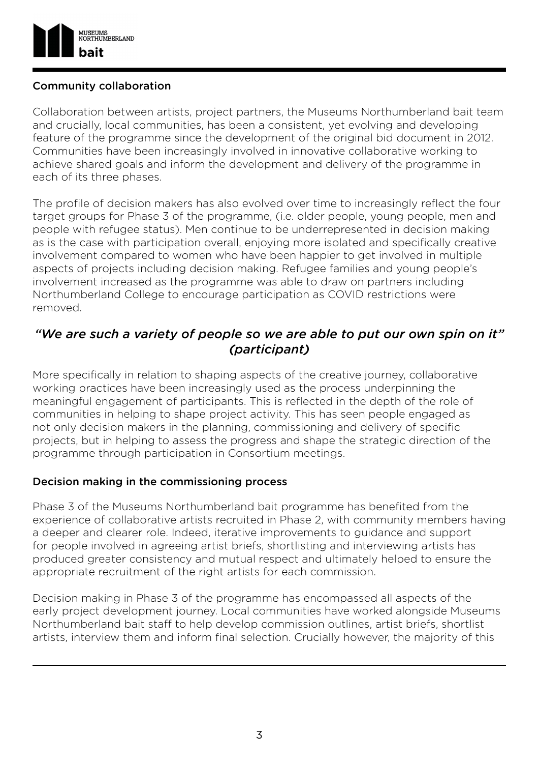### Community collaboration

Collaboration between artists, project partners, the Museums Northumberland bait team and crucially, local communities, has been a consistent, yet evolving and developing feature of the programme since the development of the original bid document in 2012. Communities have been increasingly involved in innovative collaborative working to achieve shared goals and inform the development and delivery of the programme in each of its three phases.

The profile of decision makers has also evolved over time to increasingly reflect the four target groups for Phase 3 of the programme, (i.e. older people, young people, men and people with refugee status). Men continue to be underrepresented in decision making as is the case with participation overall, enjoying more isolated and specifically creative involvement compared to women who have been happier to get involved in multiple aspects of projects including decision making. Refugee families and young people's involvement increased as the programme was able to draw on partners including Northumberland College to encourage participation as COVID restrictions were removed.

## *"We are such a variety of people so we are able to put our own spin on it" (participant)*

More specifically in relation to shaping aspects of the creative journey, collaborative working practices have been increasingly used as the process underpinning the meaningful engagement of participants. This is reflected in the depth of the role of communities in helping to shape project activity. This has seen people engaged as not only decision makers in the planning, commissioning and delivery of specific projects, but in helping to assess the progress and shape the strategic direction of the programme through participation in Consortium meetings.

### Decision making in the commissioning process

Phase 3 of the Museums Northumberland bait programme has benefited from the experience of collaborative artists recruited in Phase 2, with community members having a deeper and clearer role. Indeed, iterative improvements to guidance and support for people involved in agreeing artist briefs, shortlisting and interviewing artists has produced greater consistency and mutual respect and ultimately helped to ensure the appropriate recruitment of the right artists for each commission.

Decision making in Phase 3 of the programme has encompassed all aspects of the early project development journey. Local communities have worked alongside Museums Northumberland bait staff to help develop commission outlines, artist briefs, shortlist artists, interview them and inform final selection. Crucially however, the majority of this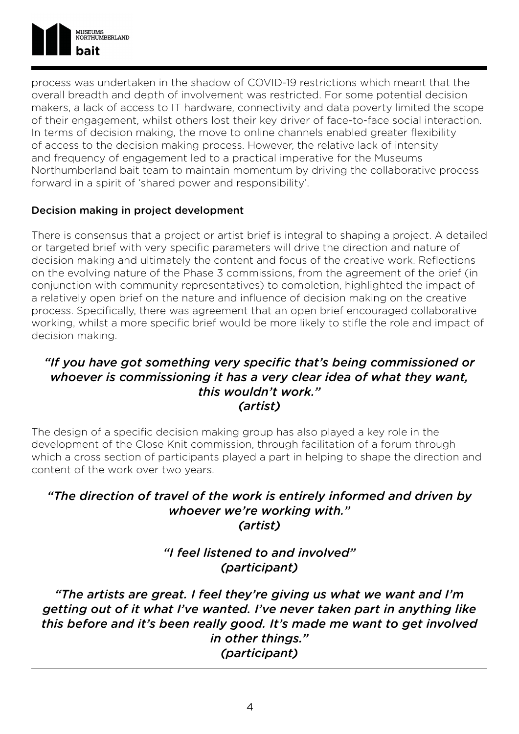process was undertaken in the shadow of COVID-19 restrictions which meant that the overall breadth and depth of involvement was restricted. For some potential decision makers, a lack of access to IT hardware, connectivity and data poverty limited the scope of their engagement, whilst others lost their key driver of face-to-face social interaction. In terms of decision making, the move to online channels enabled greater flexibility of access to the decision making process. However, the relative lack of intensity and frequency of engagement led to a practical imperative for the Museums Northumberland bait team to maintain momentum by driving the collaborative process forward in a spirit of 'shared power and responsibility'.

### Decision making in project development

There is consensus that a project or artist brief is integral to shaping a project. A detailed or targeted brief with very specific parameters will drive the direction and nature of decision making and ultimately the content and focus of the creative work. Reflections on the evolving nature of the Phase 3 commissions, from the agreement of the brief (in conjunction with community representatives) to completion, highlighted the impact of a relatively open brief on the nature and influence of decision making on the creative process. Specifically, there was agreement that an open brief encouraged collaborative working, whilst a more specific brief would be more likely to stifle the role and impact of decision making.

> ***"If you have got something very specific that's being commissioned or whoever is commissioning it has a very clear idea of what they want, this wouldn't work."***
> ***(artist)***

The design of a specific decision making group has also played a key role in the development of the Close Knit commission, through facilitation of a forum through which a cross section of participants played a part in helping to shape the direction and content of the work over two years.

> ***"The direction of travel of the work is entirely informed and driven by whoever we're working with."***
> ***(artist)***

> ***"I feel listened to and involved"***
> ***(participant)***

> ***"The artists are great. I feel they're giving us what we want and I'm getting out of it what I've wanted. I've never taken part in anything like this before and it's been really good. It's made me want to get involved in other things."***
> ***(participant)***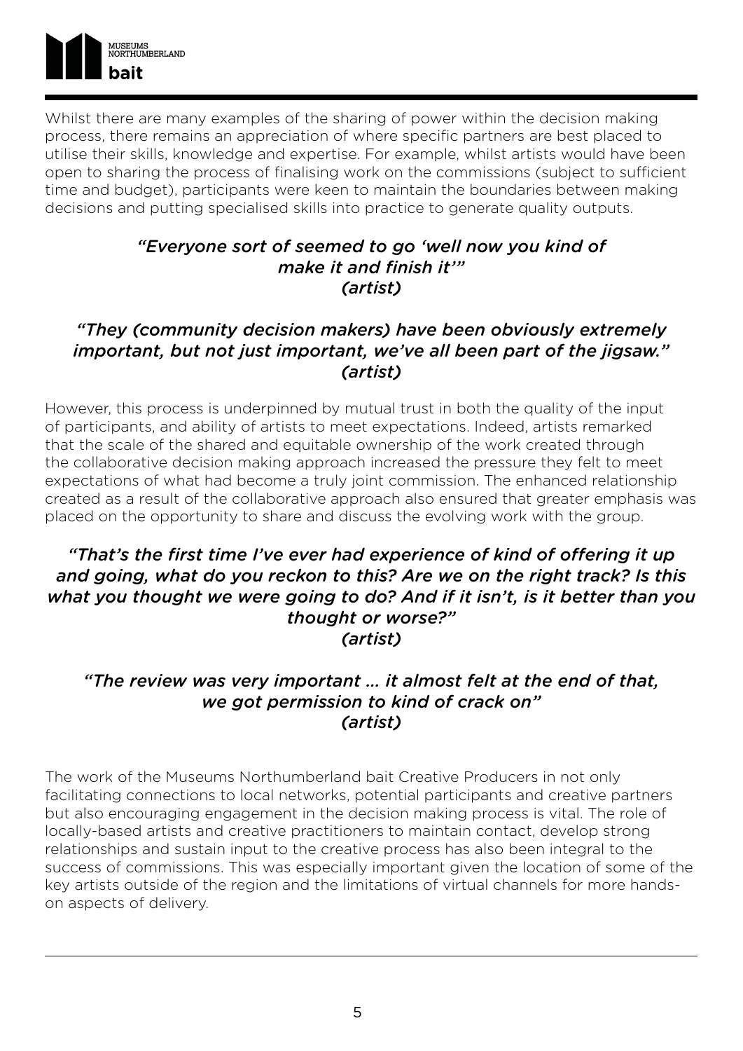Whilst there are many examples of the sharing of power within the decision making process, there remains an appreciation of where specific partners are best placed to utilise their skills, knowledge and expertise. For example, whilst artists would have been open to sharing the process of finalising work on the commissions (subject to sufficient time and budget), participants were keen to maintain the boundaries between making decisions and putting specialised skills into practice to generate quality outputs.

> *"Everyone sort of seemed to go 'well now you kind of make it and finish it'"*
> *(artist)*

> *"They (community decision makers) have been obviously extremely important, but not just important, we've all been part of the jigsaw."*
> *(artist)*

However, this process is underpinned by mutual trust in both the quality of the input of participants, and ability of artists to meet expectations. Indeed, artists remarked that the scale of the shared and equitable ownership of the work created through the collaborative decision making approach increased the pressure they felt to meet expectations of what had become a truly joint commission. The enhanced relationship created as a result of the collaborative approach also ensured that greater emphasis was placed on the opportunity to share and discuss the evolving work with the group.

> *"That's the first time I've ever had experience of kind of offering it up and going, what do you reckon to this? Are we on the right track? Is this what you thought we were going to do? And if it isn't, is it better than you thought or worse?"*
> *(artist)*

> *"The review was very important … it almost felt at the end of that, we got permission to kind of crack on"*
> *(artist)*

The work of the Museums Northumberland bait Creative Producers in not only facilitating connections to local networks, potential participants and creative partners but also encouraging engagement in the decision making process is vital. The role of locally-based artists and creative practitioners to maintain contact, develop strong relationships and sustain input to the creative process has also been integral to the success of commissions. This was especially important given the location of some of the key artists outside of the region and the limitations of virtual channels for more hands-on aspects of delivery.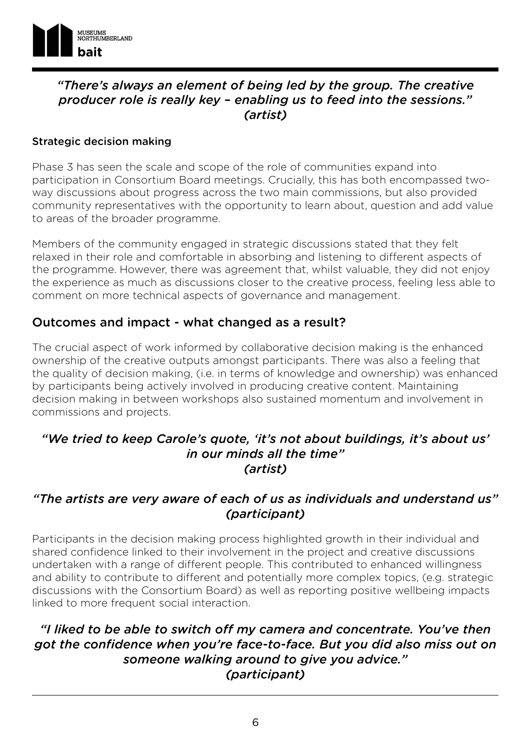*"There's always an element of being led by the group. The creative producer role is really key – enabling us to feed into the sessions." (artist)*

### Strategic decision making

Phase 3 has seen the scale and scope of the role of communities expand into participation in Consortium Board meetings. Crucially, this has both encompassed two-way discussions about progress across the two main commissions, but also provided community representatives with the opportunity to learn about, question and add value to areas of the broader programme.

Members of the community engaged in strategic discussions stated that they felt relaxed in their role and comfortable in absorbing and listening to different aspects of the programme. However, there was agreement that, whilst valuable, they did not enjoy the experience as much as discussions closer to the creative process, feeling less able to comment on more technical aspects of governance and management.

## Outcomes and impact - what changed as a result?

The crucial aspect of work informed by collaborative decision making is the enhanced ownership of the creative outputs amongst participants. There was also a feeling that the quality of decision making, (i.e. in terms of knowledge and ownership) was enhanced by participants being actively involved in producing creative content. Maintaining decision making in between workshops also sustained momentum and involvement in commissions and projects.

*"We tried to keep Carole's quote, 'it's not about buildings, it's about us' in our minds all the time" (artist)*

*"The artists are very aware of each of us as individuals and understand us" (participant)*

Participants in the decision making process highlighted growth in their individual and shared confidence linked to their involvement in the project and creative discussions undertaken with a range of different people. This contributed to enhanced willingness and ability to contribute to different and potentially more complex topics, (e.g. strategic discussions with the Consortium Board) as well as reporting positive wellbeing impacts linked to more frequent social interaction.

*"I liked to be able to switch off my camera and concentrate. You've then got the confidence when you're face-to-face. But you did also miss out on someone walking around to give you advice." (participant)*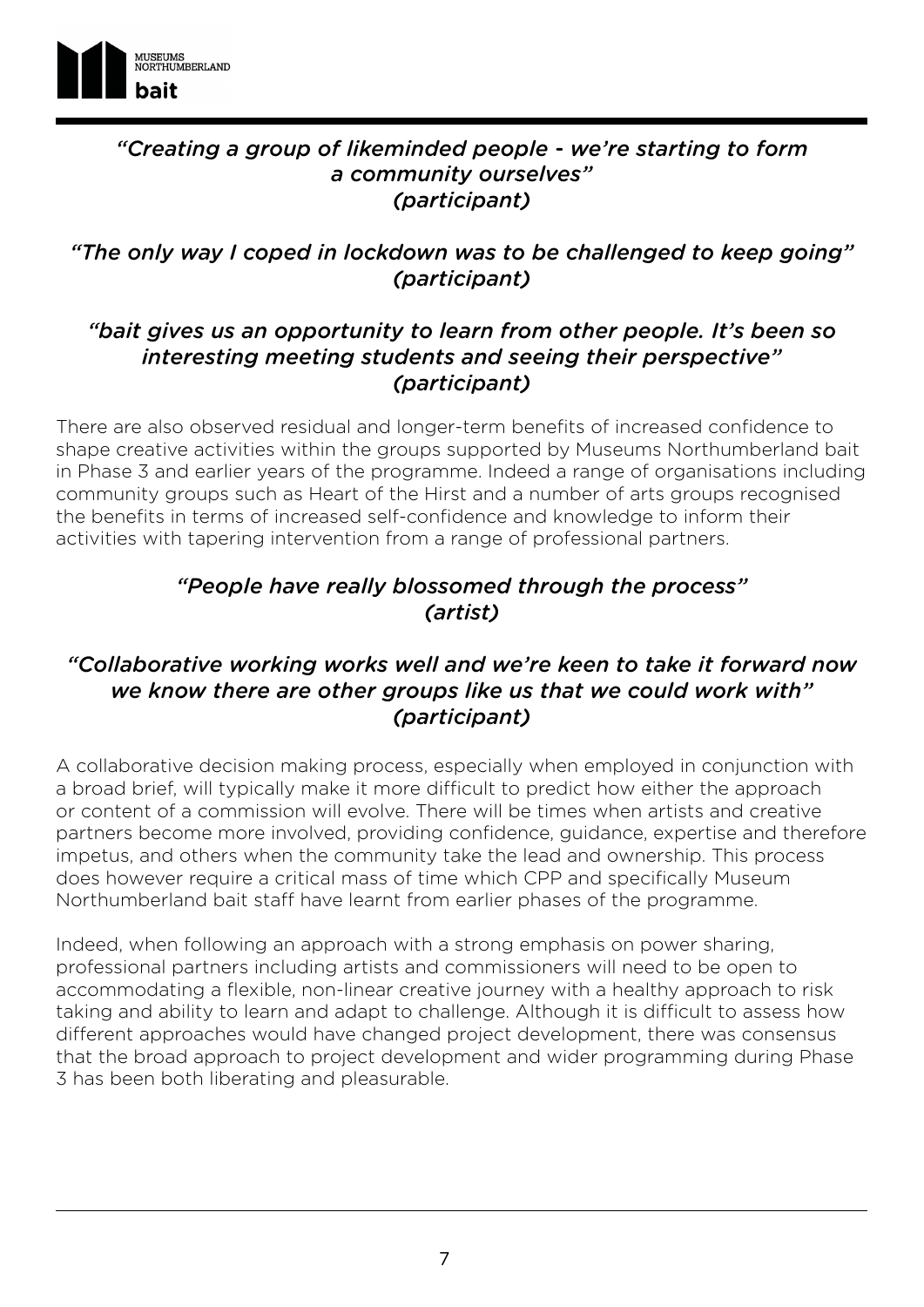*“Creating a group of likeminded people - we’re starting to form a community ourselves” (participant)*

*“The only way I coped in lockdown was to be challenged to keep going” (participant)*

*“bait gives us an opportunity to learn from other people. It’s been so interesting meeting students and seeing their perspective” (participant)*

There are also observed residual and longer-term benefits of increased confidence to shape creative activities within the groups supported by Museums Northumberland bait in Phase 3 and earlier years of the programme. Indeed a range of organisations including community groups such as Heart of the Hirst and a number of arts groups recognised the benefits in terms of increased self-confidence and knowledge to inform their activities with tapering intervention from a range of professional partners.

*“People have really blossomed through the process” (artist)*

*“Collaborative working works well and we’re keen to take it forward now we know there are other groups like us that we could work with” (participant)*

A collaborative decision making process, especially when employed in conjunction with a broad brief, will typically make it more difficult to predict how either the approach or content of a commission will evolve. There will be times when artists and creative partners become more involved, providing confidence, guidance, expertise and therefore impetus, and others when the community take the lead and ownership. This process does however require a critical mass of time which CPP and specifically Museum Northumberland bait staff have learnt from earlier phases of the programme.

Indeed, when following an approach with a strong emphasis on power sharing, professional partners including artists and commissioners will need to be open to accommodating a flexible, non-linear creative journey with a healthy approach to risk taking and ability to learn and adapt to challenge. Although it is difficult to assess how different approaches would have changed project development, there was consensus that the broad approach to project development and wider programming during Phase 3 has been both liberating and pleasurable.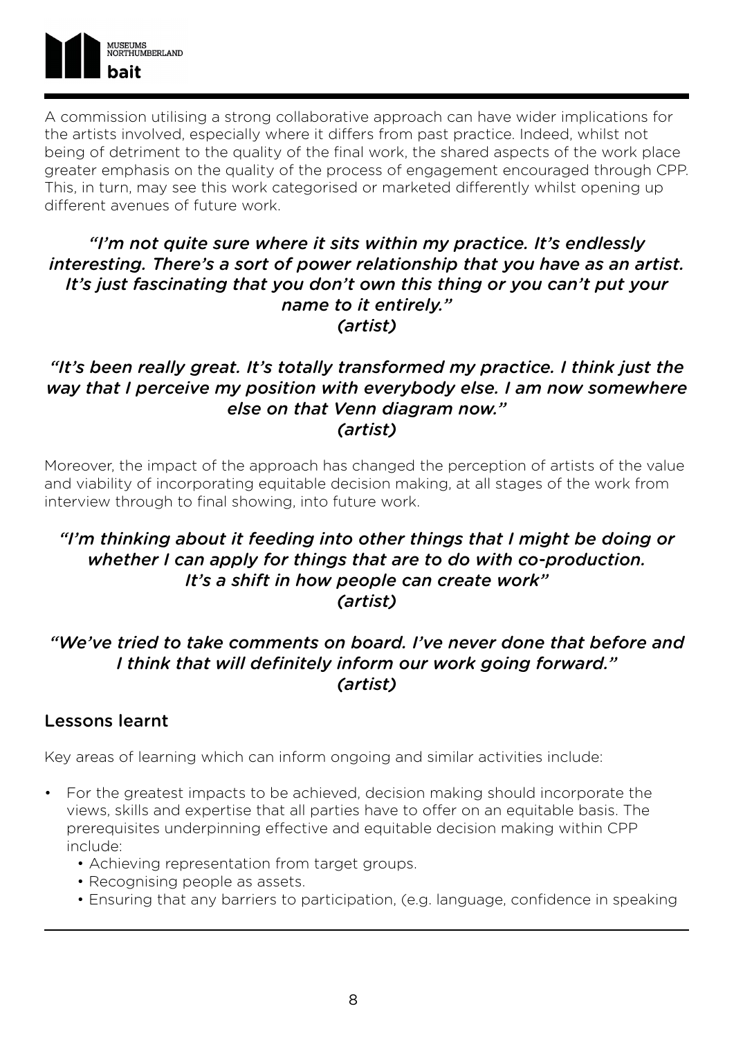A commission utilising a strong collaborative approach can have wider implications for the artists involved, especially where it differs from past practice. Indeed, whilst not being of detriment to the quality of the final work, the shared aspects of the work place greater emphasis on the quality of the process of engagement encouraged through CPP. This, in turn, may see this work categorised or marketed differently whilst opening up different avenues of future work.

*"I'm not quite sure where it sits within my practice. It's endlessly interesting. There's a sort of power relationship that you have as an artist. It's just fascinating that you don't own this thing or you can't put your name to it entirely."*
*(artist)*

*"It's been really great. It's totally transformed my practice. I think just the way that I perceive my position with everybody else. I am now somewhere else on that Venn diagram now."*
*(artist)*

Moreover, the impact of the approach has changed the perception of artists of the value and viability of incorporating equitable decision making, at all stages of the work from interview through to final showing, into future work.

*"I'm thinking about it feeding into other things that I might be doing or whether I can apply for things that are to do with co-production. It's a shift in how people can create work"*
*(artist)*

*"We've tried to take comments on board. I've never done that before and I think that will definitely inform our work going forward."*
*(artist)*

## Lessons learnt

Key areas of learning which can inform ongoing and similar activities include:

- For the greatest impacts to be achieved, decision making should incorporate the views, skills and expertise that all parties have to offer on an equitable basis. The prerequisites underpinning effective and equitable decision making within CPP include:
  - Achieving representation from target groups.
  - Recognising people as assets.
  - Ensuring that any barriers to participation, (e.g. language, confidence in speaking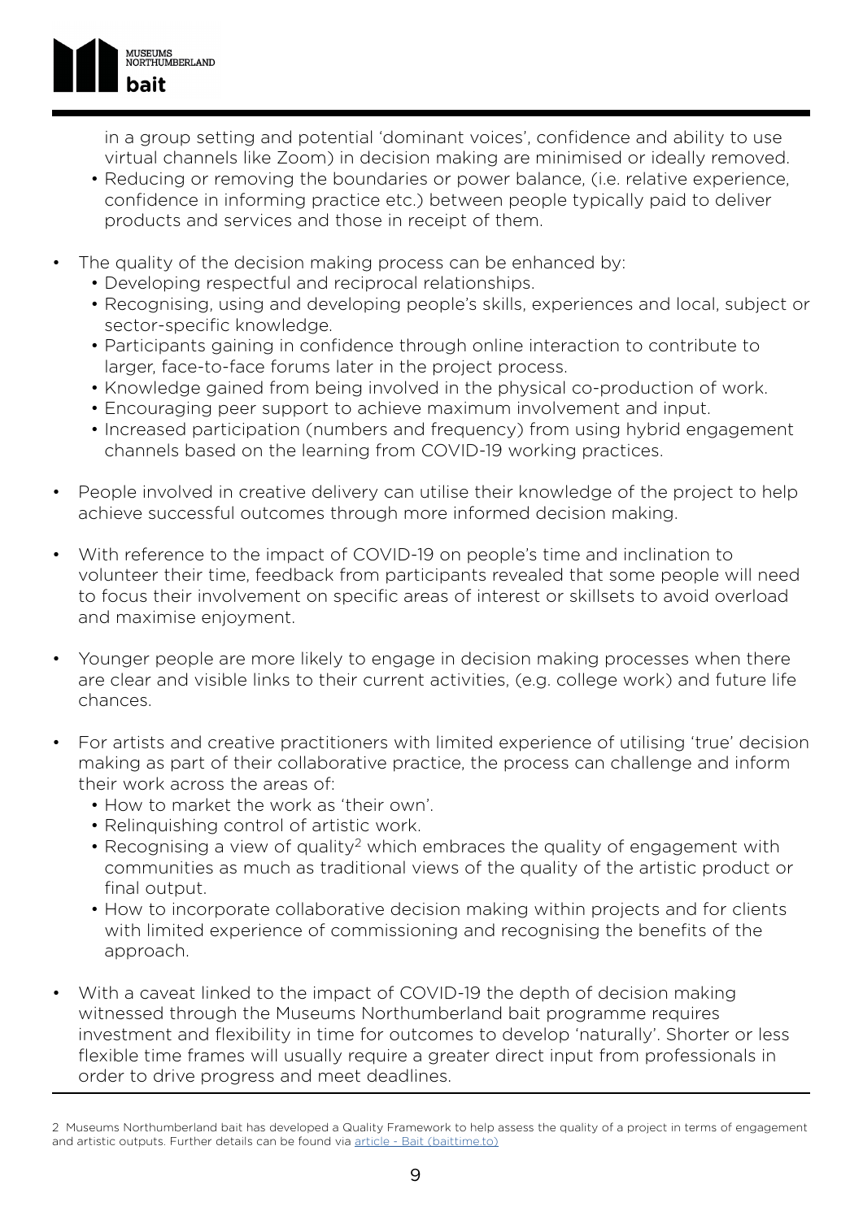in a group setting and potential 'dominant voices', confidence and ability to use virtual channels like Zoom) in decision making are minimised or ideally removed.
  - Reducing or removing the boundaries or power balance, (i.e. relative experience, confidence in informing practice etc.) between people typically paid to deliver products and services and those in receipt of them.

- The quality of the decision making process can be enhanced by:
  - Developing respectful and reciprocal relationships.
  - Recognising, using and developing people's skills, experiences and local, subject or sector-specific knowledge.
  - Participants gaining in confidence through online interaction to contribute to larger, face-to-face forums later in the project process.
  - Knowledge gained from being involved in the physical co-production of work.
  - Encouraging peer support to achieve maximum involvement and input.
  - Increased participation (numbers and frequency) from using hybrid engagement channels based on the learning from COVID-19 working practices.

- People involved in creative delivery can utilise their knowledge of the project to help achieve successful outcomes through more informed decision making.

- With reference to the impact of COVID-19 on people's time and inclination to volunteer their time, feedback from participants revealed that some people will need to focus their involvement on specific areas of interest or skillsets to avoid overload and maximise enjoyment.

- Younger people are more likely to engage in decision making processes when there are clear and visible links to their current activities, (e.g. college work) and future life chances.

- For artists and creative practitioners with limited experience of utilising 'true' decision making as part of their collaborative practice, the process can challenge and inform their work across the areas of:
  - How to market the work as 'their own'.
  - Relinquishing control of artistic work.
  - Recognising a view of quality[2] which embraces the quality of engagement with communities as much as traditional views of the quality of the artistic product or final output.
  - How to incorporate collaborative decision making within projects and for clients with limited experience of commissioning and recognising the benefits of the approach.

- With a caveat linked to the impact of COVID-19 the depth of decision making witnessed through the Museums Northumberland bait programme requires investment and flexibility in time for outcomes to develop 'naturally'. Shorter or less flexible time frames will usually require a greater direct input from professionals in order to drive progress and meet deadlines.

---

2 Museums Northumberland bait has developed a Quality Framework to help assess the quality of a project in terms of engagement and artistic outputs. Further details can be found via article - Bait (baittime.to)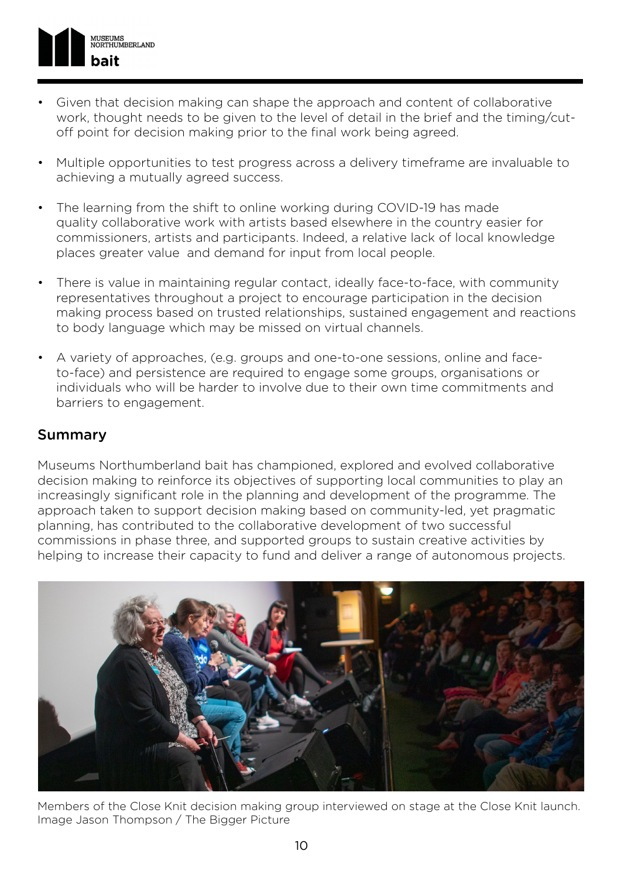- Given that decision making can shape the approach and content of collaborative work, thought needs to be given to the level of detail in the brief and the timing/cut-off point for decision making prior to the final work being agreed.

- Multiple opportunities to test progress across a delivery timeframe are invaluable to achieving a mutually agreed success.

- The learning from the shift to online working during COVID-19 has made quality collaborative work with artists based elsewhere in the country easier for commissioners, artists and participants. Indeed, a relative lack of local knowledge places greater value  and demand for input from local people.

- There is value in maintaining regular contact, ideally face-to-face, with community representatives throughout a project to encourage participation in the decision making process based on trusted relationships, sustained engagement and reactions to body language which may be missed on virtual channels.

- A variety of approaches, (e.g. groups and one-to-one sessions, online and face-to-face) and persistence are required to engage some groups, organisations or individuals who will be harder to involve due to their own time commitments and barriers to engagement.

## Summary

Museums Northumberland bait has championed, explored and evolved collaborative decision making to reinforce its objectives of supporting local communities to play an increasingly significant role in the planning and development of the programme. The approach taken to support decision making based on community-led, yet pragmatic planning, has contributed to the collaborative development of two successful commissions in phase three, and supported groups to sustain creative activities by helping to increase their capacity to fund and deliver a range of autonomous projects.

Members of the Close Knit decision making group interviewed on stage at the Close Knit launch. Image Jason Thompson / The Bigger Picture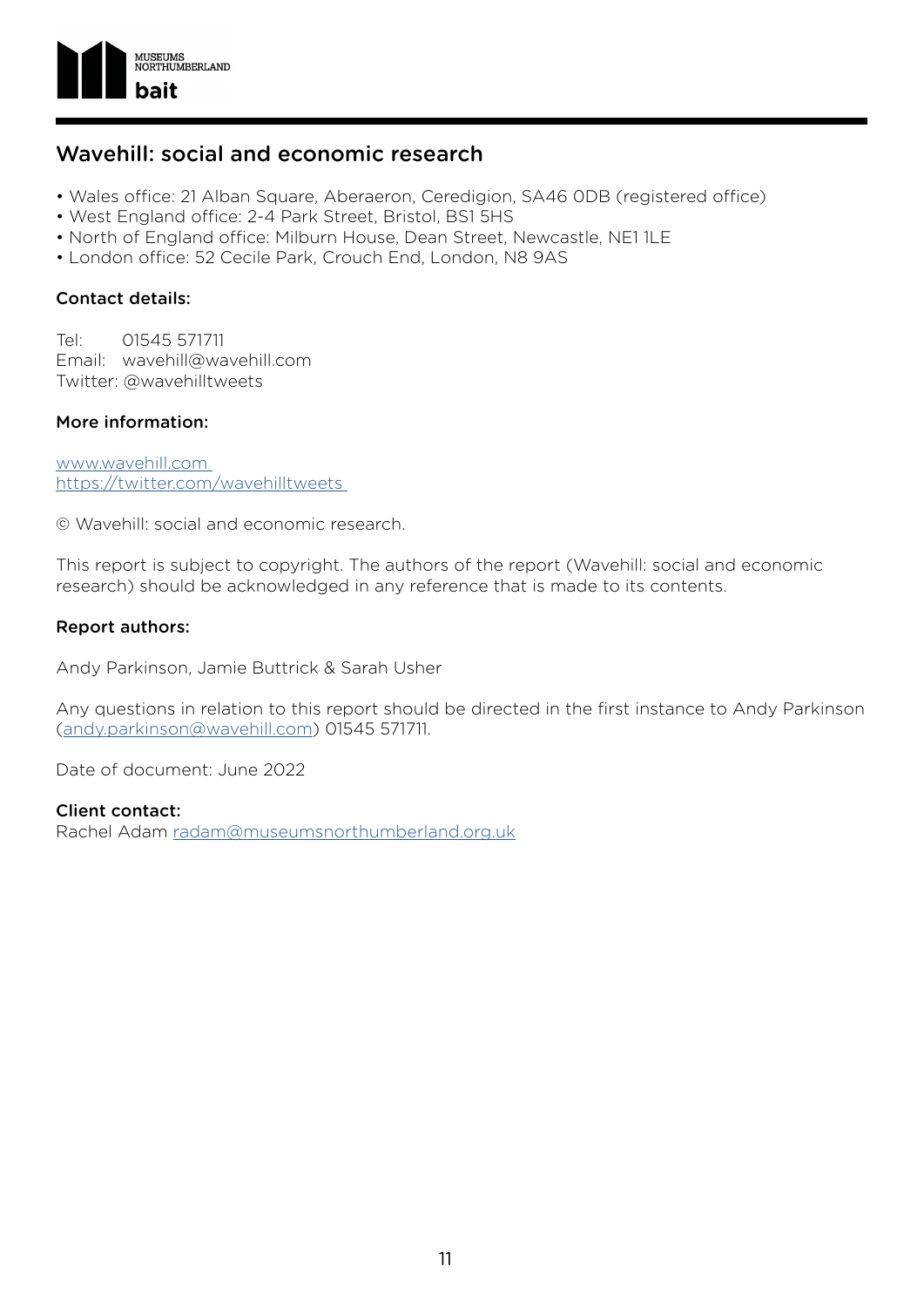## Wavehill: social and economic research

- Wales office: 21 Alban Square, Aberaeron, Ceredigion, SA46 0DB (registered office)
- West England office: 2-4 Park Street, Bristol, BS1 5HS
- North of England office: Milburn House, Dean Street, Newcastle, NE1 1LE
- London office: 52 Cecile Park, Crouch End, London, N8 9AS

**Contact details:**

Tel: 01545 571711
Email: wavehill@wavehill.com
Twitter: @wavehilltweets

**More information:**

www.wavehill.com
https://twitter.com/wavehilltweets

© Wavehill: social and economic research.

This report is subject to copyright. The authors of the report (Wavehill: social and economic research) should be acknowledged in any reference that is made to its contents.

**Report authors:**

Andy Parkinson, Jamie Buttrick & Sarah Usher

Any questions in relation to this report should be directed in the first instance to Andy Parkinson (andy.parkinson@wavehill.com) 01545 571711.

Date of document: June 2022

**Client contact:**
Rachel Adam radam@museumsnorthumberland.org.uk